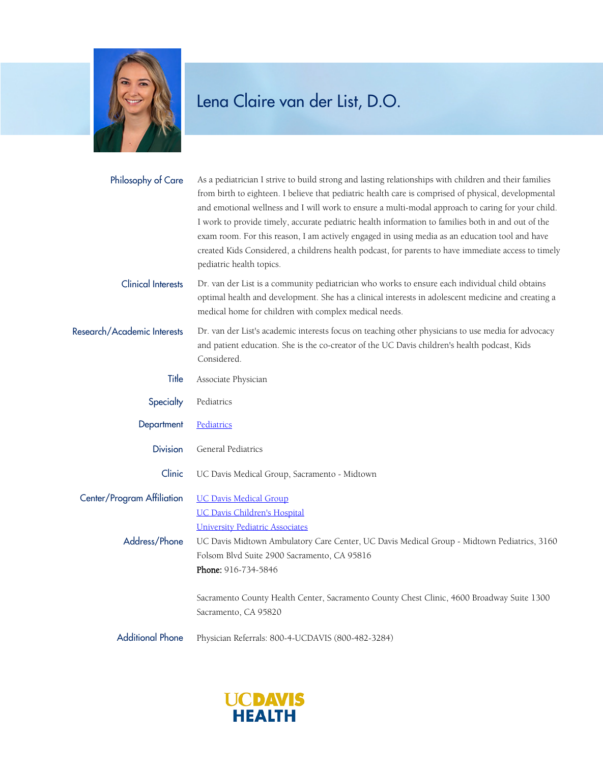# Lena Claire van der List, D.O.

**Philosophy of Care**

As a pediatrician I strive to build strong and lasting relationships with children and their families from birth to eighteen. I believe that pediatric health care is comprised of physical, developmental and emotional wellness and I will work to ensure a multi-modal approach to caring for your child. I work to provide timely, accurate pediatric health information to families both in and out of the exam room. For this reason, I am actively engaged in using media as an education tool and have created Kids Considered, a childrens health podcast, for parents to have immediate access to timely pediatric health topics.

**Clinical Interests**

Dr. van der List is a community pediatrician who works to ensure each individual child obtains optimal health and development. She has a clinical interests in adolescent medicine and creating a medical home for children with complex medical needs.

**Research/Academic Interests**

Dr. van der List's academic interests focus on teaching other physicians to use media for advocacy and patient education. She is the co-creator of the UC Davis children's health podcast, Kids Considered.

**Title**

Associate Physician

**Specialty**

Pediatrics

**Department**

Pediatrics

**Division**

General Pediatrics

**Clinic**

UC Davis Medical Group, Sacramento - Midtown

**Center/Program Affiliation**

UC Davis Medical Group
UC Davis Children's Hospital
University Pediatric Associates

**Address/Phone**

UC Davis Midtown Ambulatory Care Center, UC Davis Medical Group - Midtown Pediatrics, 3160 Folsom Blvd Suite 2900 Sacramento, CA 95816
**Phone:** 916-734-5846

Sacramento County Health Center, Sacramento County Chest Clinic, 4600 Broadway Suite 1300 Sacramento, CA 95820

**Additional Phone**

Physician Referrals: 800-4-UCDAVIS (800-482-3284)

UC DAVIS HEALTH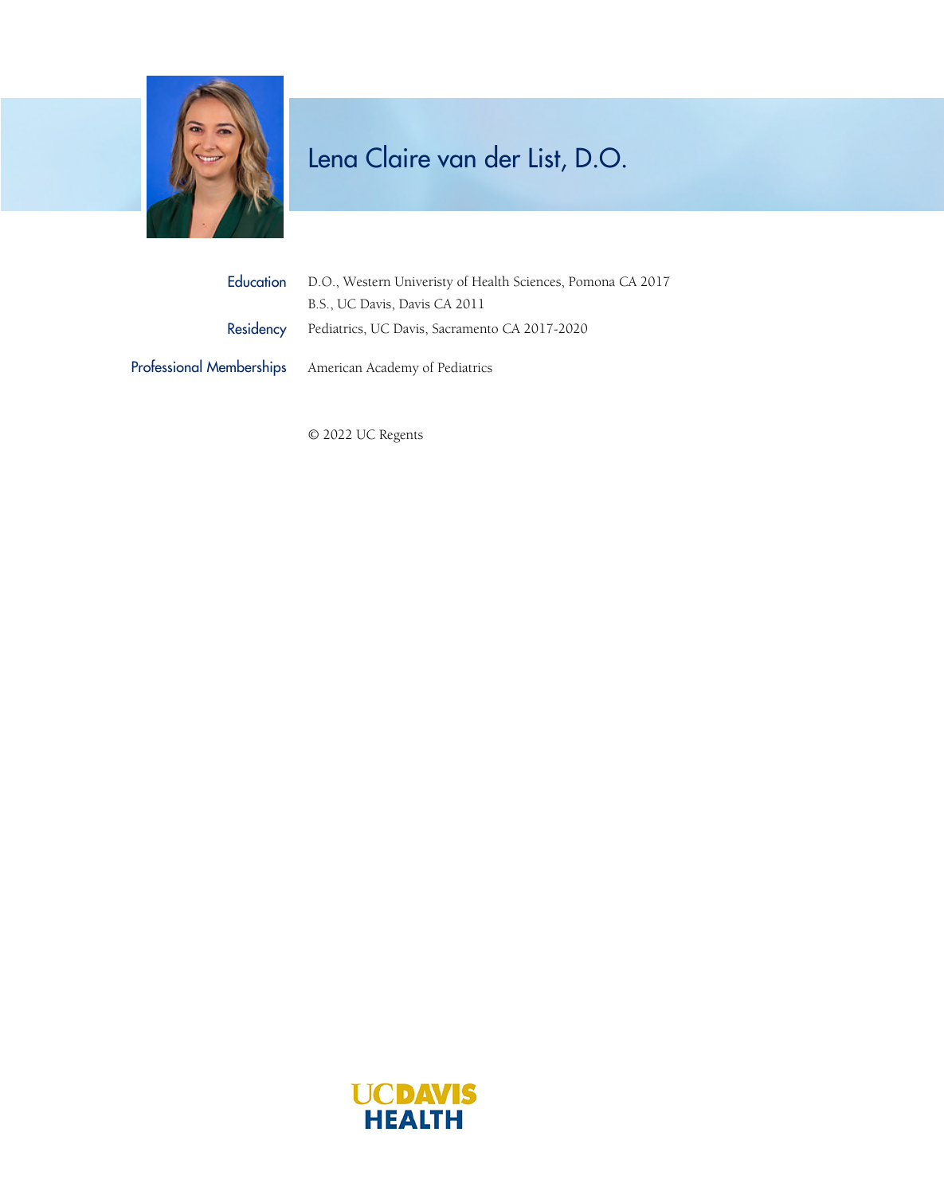# Lena Claire van der List, D.O.

| | |
|---|---|
| Education | D.O., Western Univeristy of Health Sciences, Pomona CA 2017 |
| | B.S., UC Davis, Davis CA 2011 |
| Residency | Pediatrics, UC Davis, Sacramento CA 2017-2020 |
| Professional Memberships | American Academy of Pediatrics |

© 2022 UC Regents

UCDAVIS HEALTH